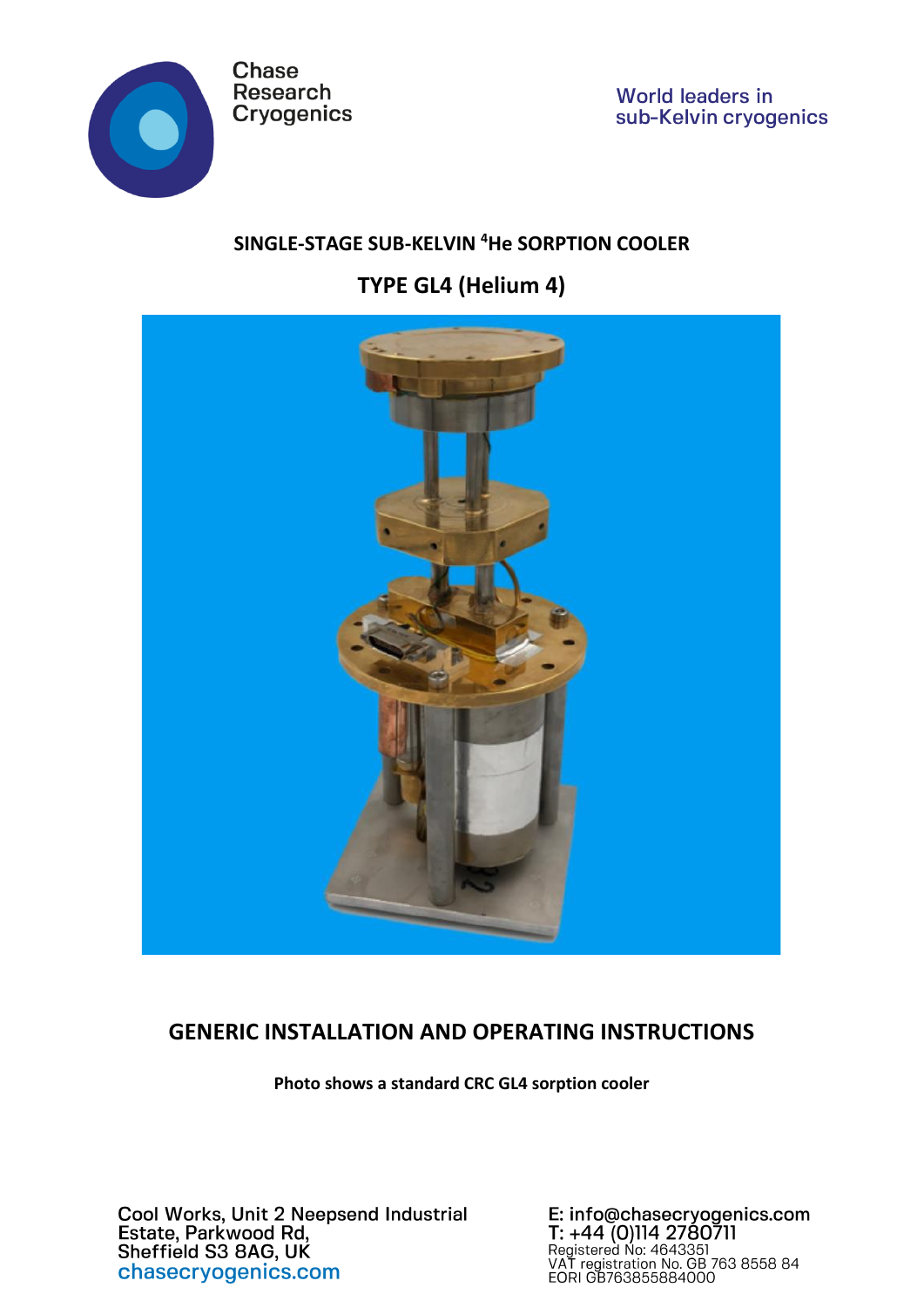Chase Research Cryogenics

World leaders in sub-Kelvin cryogenics

## SINGLE-STAGE SUB-KELVIN $^4$He SORPTION COOLER

## TYPE GL4 (Helium 4)

# GENERIC INSTALLATION AND OPERATING INSTRUCTIONS

**Photo shows a standard CRC GL4 sorption cooler**

Cool Works, Unit 2 Neepsend Industrial Estate, Parkwood Rd, Sheffield S3 8AG, UK
chasecryogenics.com

E: info@chasecryogenics.com
T: +44 (0)114 2780711
Registered No: 4643351
VAT registration No. GB 763 8558 84
EORI GB763855884000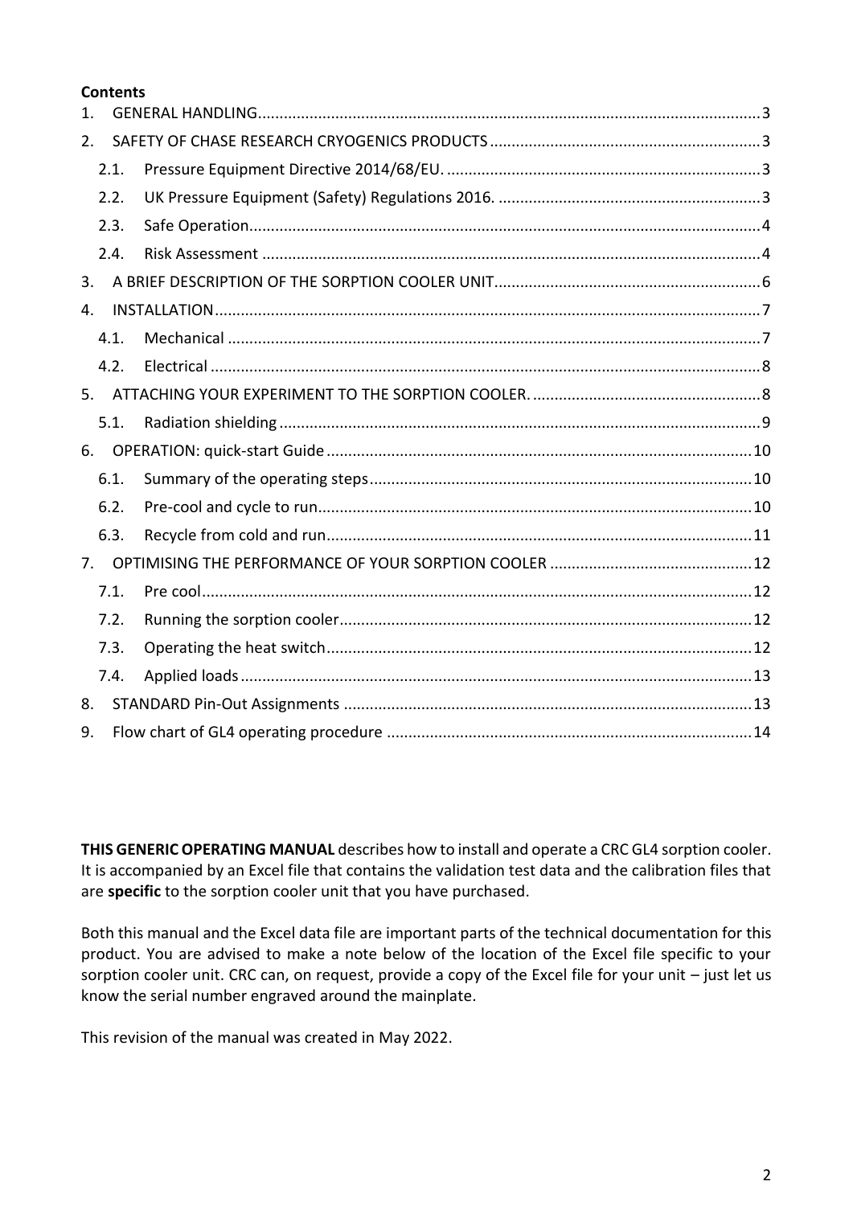**Contents**

1. GENERAL HANDLING ....... 3
2. SAFETY OF CHASE RESEARCH CRYOGENICS PRODUCTS ....... 3
   - 2.1. Pressure Equipment Directive 2014/68/EU. ....... 3
   - 2.2. UK Pressure Equipment (Safety) Regulations 2016. ....... 3
   - 2.3. Safe Operation ....... 4
   - 2.4. Risk Assessment ....... 4
3. A BRIEF DESCRIPTION OF THE SORPTION COOLER UNIT ....... 6
4. INSTALLATION ....... 7
   - 4.1. Mechanical ....... 7
   - 4.2. Electrical ....... 8
5. ATTACHING YOUR EXPERIMENT TO THE SORPTION COOLER. ....... 8
   - 5.1. Radiation shielding ....... 9
6. OPERATION: quick-start Guide ....... 10
   - 6.1. Summary of the operating steps ....... 10
   - 6.2. Pre-cool and cycle to run ....... 10
   - 6.3. Recycle from cold and run ....... 11
7. OPTIMISING THE PERFORMANCE OF YOUR SORPTION COOLER ....... 12
   - 7.1. Pre cool ....... 12
   - 7.2. Running the sorption cooler ....... 12
   - 7.3. Operating the heat switch ....... 12
   - 7.4. Applied loads ....... 13
8. STANDARD Pin-Out Assignments ....... 13
9. Flow chart of GL4 operating procedure ....... 14

**THIS GENERIC OPERATING MANUAL** describes how to install and operate a CRC GL4 sorption cooler. It is accompanied by an Excel file that contains the validation test data and the calibration files that are **specific** to the sorption cooler unit that you have purchased.

Both this manual and the Excel data file are important parts of the technical documentation for this product. You are advised to make a note below of the location of the Excel file specific to your sorption cooler unit. CRC can, on request, provide a copy of the Excel file for your unit – just let us know the serial number engraved around the mainplate.

This revision of the manual was created in May 2022.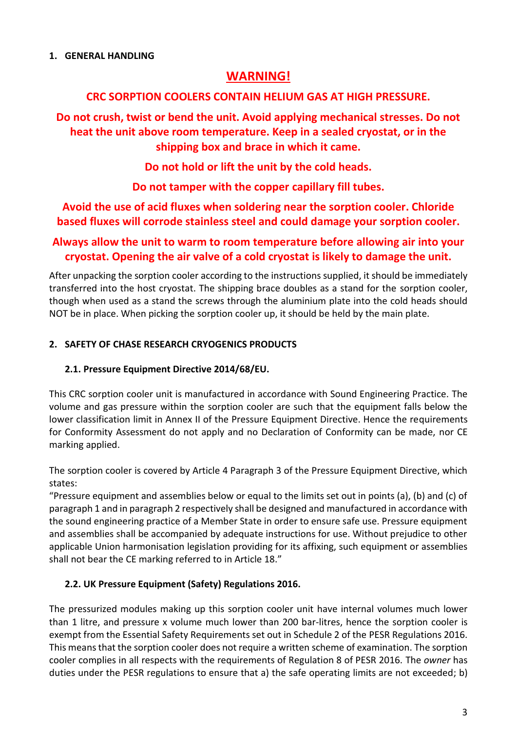## 1. GENERAL HANDLING

**WARNING!**

**CRC SORPTION COOLERS CONTAIN HELIUM GAS AT HIGH PRESSURE.**

**Do not crush, twist or bend the unit. Avoid applying mechanical stresses. Do not heat the unit above room temperature. Keep in a sealed cryostat, or in the shipping box and brace in which it came.**

**Do not hold or lift the unit by the cold heads.**

**Do not tamper with the copper capillary fill tubes.**

**Avoid the use of acid fluxes when soldering near the sorption cooler. Chloride based fluxes will corrode stainless steel and could damage your sorption cooler.**

**Always allow the unit to warm to room temperature before allowing air into your cryostat. Opening the air valve of a cold cryostat is likely to damage the unit.**

After unpacking the sorption cooler according to the instructions supplied, it should be immediately transferred into the host cryostat. The shipping brace doubles as a stand for the sorption cooler, though when used as a stand the screws through the aluminium plate into the cold heads should NOT be in place. When picking the sorption cooler up, it should be held by the main plate.

## 2. SAFETY OF CHASE RESEARCH CRYOGENICS PRODUCTS

### 2.1. Pressure Equipment Directive 2014/68/EU.

This CRC sorption cooler unit is manufactured in accordance with Sound Engineering Practice. The volume and gas pressure within the sorption cooler are such that the equipment falls below the lower classification limit in Annex II of the Pressure Equipment Directive. Hence the requirements for Conformity Assessment do not apply and no Declaration of Conformity can be made, nor CE marking applied.

The sorption cooler is covered by Article 4 Paragraph 3 of the Pressure Equipment Directive, which states:
"Pressure equipment and assemblies below or equal to the limits set out in points (a), (b) and (c) of paragraph 1 and in paragraph 2 respectively shall be designed and manufactured in accordance with the sound engineering practice of a Member State in order to ensure safe use. Pressure equipment and assemblies shall be accompanied by adequate instructions for use. Without prejudice to other applicable Union harmonisation legislation providing for its affixing, such equipment or assemblies shall not bear the CE marking referred to in Article 18."

### 2.2. UK Pressure Equipment (Safety) Regulations 2016.

The pressurized modules making up this sorption cooler unit have internal volumes much lower than 1 litre, and pressure x volume much lower than 200 bar-litres, hence the sorption cooler is exempt from the Essential Safety Requirements set out in Schedule 2 of the PESR Regulations 2016. This means that the sorption cooler does not require a written scheme of examination. The sorption cooler complies in all respects with the requirements of Regulation 8 of PESR 2016. The *owner* has duties under the PESR regulations to ensure that a) the safe operating limits are not exceeded; b)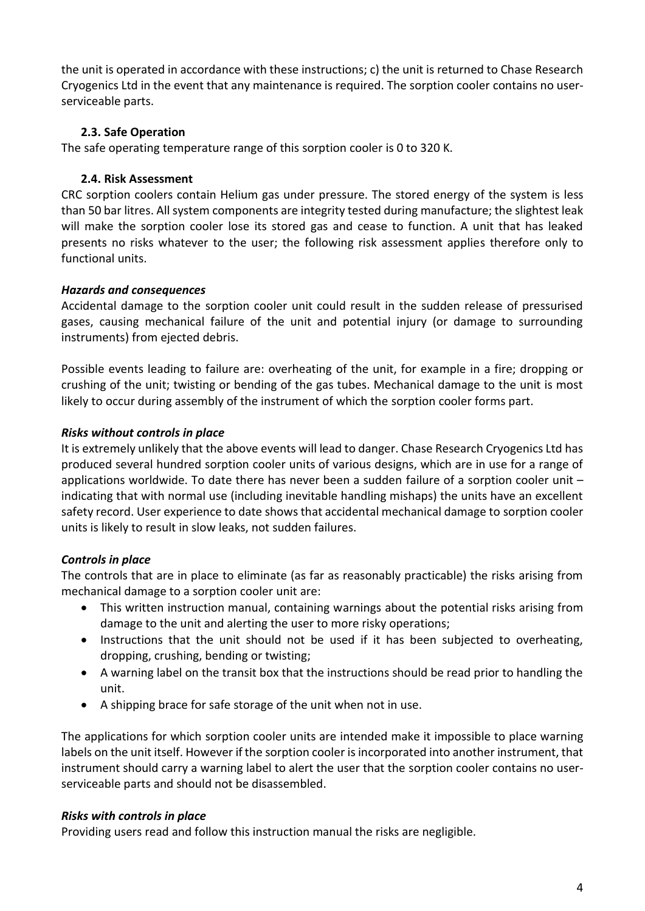the unit is operated in accordance with these instructions; c) the unit is returned to Chase Research Cryogenics Ltd in the event that any maintenance is required. The sorption cooler contains no user-serviceable parts.

### 2.3. Safe Operation

The safe operating temperature range of this sorption cooler is 0 to 320 K.

### 2.4. Risk Assessment

CRC sorption coolers contain Helium gas under pressure. The stored energy of the system is less than 50 bar litres. All system components are integrity tested during manufacture; the slightest leak will make the sorption cooler lose its stored gas and cease to function. A unit that has leaked presents no risks whatever to the user; the following risk assessment applies therefore only to functional units.

***Hazards and consequences***

Accidental damage to the sorption cooler unit could result in the sudden release of pressurised gases, causing mechanical failure of the unit and potential injury (or damage to surrounding instruments) from ejected debris.

Possible events leading to failure are: overheating of the unit, for example in a fire; dropping or crushing of the unit; twisting or bending of the gas tubes. Mechanical damage to the unit is most likely to occur during assembly of the instrument of which the sorption cooler forms part.

***Risks without controls in place***

It is extremely unlikely that the above events will lead to danger. Chase Research Cryogenics Ltd has produced several hundred sorption cooler units of various designs, which are in use for a range of applications worldwide. To date there has never been a sudden failure of a sorption cooler unit – indicating that with normal use (including inevitable handling mishaps) the units have an excellent safety record. User experience to date shows that accidental mechanical damage to sorption cooler units is likely to result in slow leaks, not sudden failures.

***Controls in place***

The controls that are in place to eliminate (as far as reasonably practicable) the risks arising from mechanical damage to a sorption cooler unit are:

- This written instruction manual, containing warnings about the potential risks arising from damage to the unit and alerting the user to more risky operations;
- Instructions that the unit should not be used if it has been subjected to overheating, dropping, crushing, bending or twisting;
- A warning label on the transit box that the instructions should be read prior to handling the unit.
- A shipping brace for safe storage of the unit when not in use.

The applications for which sorption cooler units are intended make it impossible to place warning labels on the unit itself. However if the sorption cooler is incorporated into another instrument, that instrument should carry a warning label to alert the user that the sorption cooler contains no user-serviceable parts and should not be disassembled.

***Risks with controls in place***

Providing users read and follow this instruction manual the risks are negligible.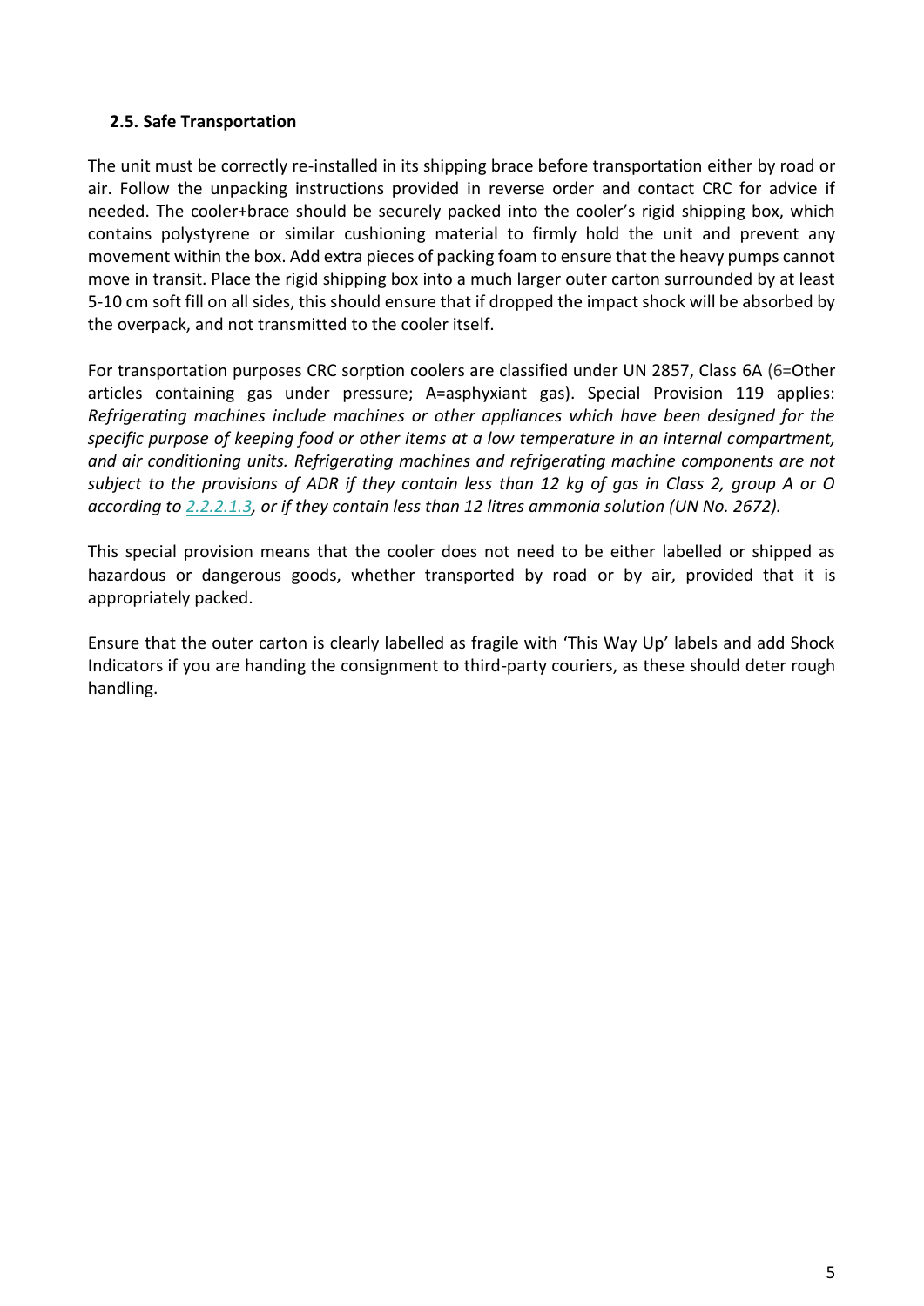### 2.5. Safe Transportation

The unit must be correctly re-installed in its shipping brace before transportation either by road or air. Follow the unpacking instructions provided in reverse order and contact CRC for advice if needed. The cooler+brace should be securely packed into the cooler's rigid shipping box, which contains polystyrene or similar cushioning material to firmly hold the unit and prevent any movement within the box. Add extra pieces of packing foam to ensure that the heavy pumps cannot move in transit. Place the rigid shipping box into a much larger outer carton surrounded by at least 5-10 cm soft fill on all sides, this should ensure that if dropped the impact shock will be absorbed by the overpack, and not transmitted to the cooler itself.

For transportation purposes CRC sorption coolers are classified under UN 2857, Class 6A (6=Other articles containing gas under pressure; A=asphyxiant gas). Special Provision 119 applies: *Refrigerating machines include machines or other appliances which have been designed for the specific purpose of keeping food or other items at a low temperature in an internal compartment, and air conditioning units. Refrigerating machines and refrigerating machine components are not subject to the provisions of ADR if they contain less than 12 kg of gas in Class 2, group A or O according to 2.2.2.1.3, or if they contain less than 12 litres ammonia solution (UN No. 2672).*

This special provision means that the cooler does not need to be either labelled or shipped as hazardous or dangerous goods, whether transported by road or by air, provided that it is appropriately packed.

Ensure that the outer carton is clearly labelled as fragile with 'This Way Up' labels and add Shock Indicators if you are handing the consignment to third-party couriers, as these should deter rough handling.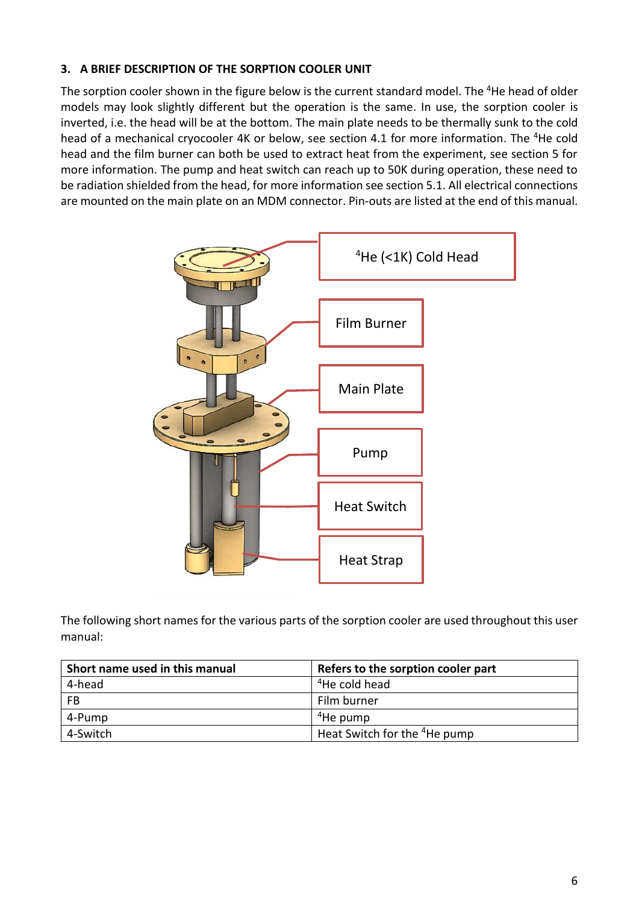### 3. A BRIEF DESCRIPTION OF THE SORPTION COOLER UNIT

The sorption cooler shown in the figure below is the current standard model. The $^4$He head of older models may look slightly different but the operation is the same. In use, the sorption cooler is inverted, i.e. the head will be at the bottom. The main plate needs to be thermally sunk to the cold head of a mechanical cryocooler 4K or below, see section 4.1 for more information. The $^4$He cold head and the film burner can both be used to extract heat from the experiment, see section 5 for more information. The pump and heat switch can reach up to 50K during operation, these need to be radiation shielded from the head, for more information see section 5.1. All electrical connections are mounted on the main plate on an MDM connector. Pin-outs are listed at the end of this manual.

$^4$He (<1K) Cold Head

Film Burner

Main Plate

Pump

Heat Switch

Heat Strap

The following short names for the various parts of the sorption cooler are used throughout this user manual:

| Short name used in this manual | Refers to the sorption cooler part |
|---|---|
| 4-head | $^4$He cold head |
| FB | Film burner |
| 4-Pump | $^4$He pump |
| 4-Switch | Heat Switch for the $^4$He pump |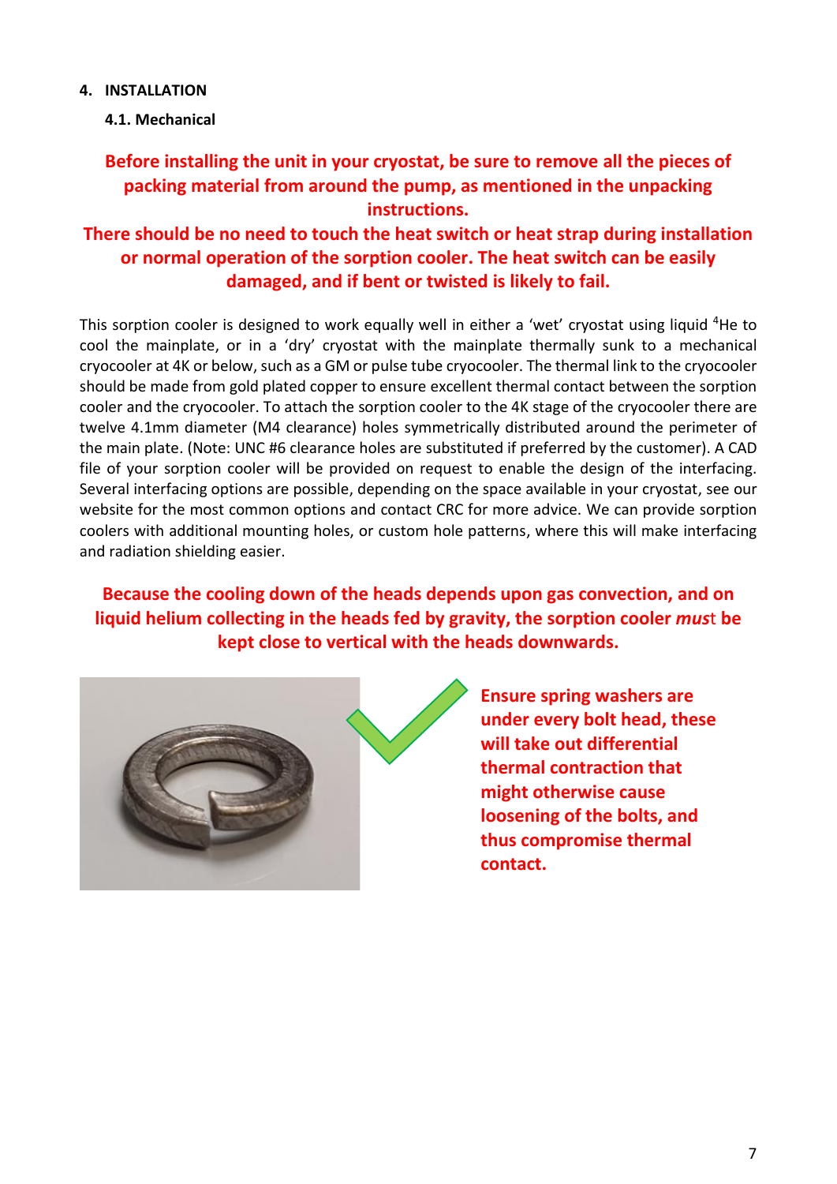## 4. INSTALLATION

### 4.1. Mechanical

**Before installing the unit in your cryostat, be sure to remove all the pieces of packing material from around the pump, as mentioned in the unpacking instructions.**

**There should be no need to touch the heat switch or heat strap during installation or normal operation of the sorption cooler. The heat switch can be easily damaged, and if bent or twisted is likely to fail.**

This sorption cooler is designed to work equally well in either a 'wet' cryostat using liquid $^4$He to cool the mainplate, or in a 'dry' cryostat with the mainplate thermally sunk to a mechanical cryocooler at 4K or below, such as a GM or pulse tube cryocooler. The thermal link to the cryocooler should be made from gold plated copper to ensure excellent thermal contact between the sorption cooler and the cryocooler. To attach the sorption cooler to the 4K stage of the cryocooler there are twelve 4.1mm diameter (M4 clearance) holes symmetrically distributed around the perimeter of the main plate. (Note: UNC #6 clearance holes are substituted if preferred by the customer). A CAD file of your sorption cooler will be provided on request to enable the design of the interfacing. Several interfacing options are possible, depending on the space available in your cryostat, see our website for the most common options and contact CRC for more advice. We can provide sorption coolers with additional mounting holes, or custom hole patterns, where this will make interfacing and radiation shielding easier.

**Because the cooling down of the heads depends upon gas convection, and on liquid helium collecting in the heads fed by gravity, the sorption cooler *must* be kept close to vertical with the heads downwards.**

**Ensure spring washers are under every bolt head, these will take out differential thermal contraction that might otherwise cause loosening of the bolts, and thus compromise thermal contact.**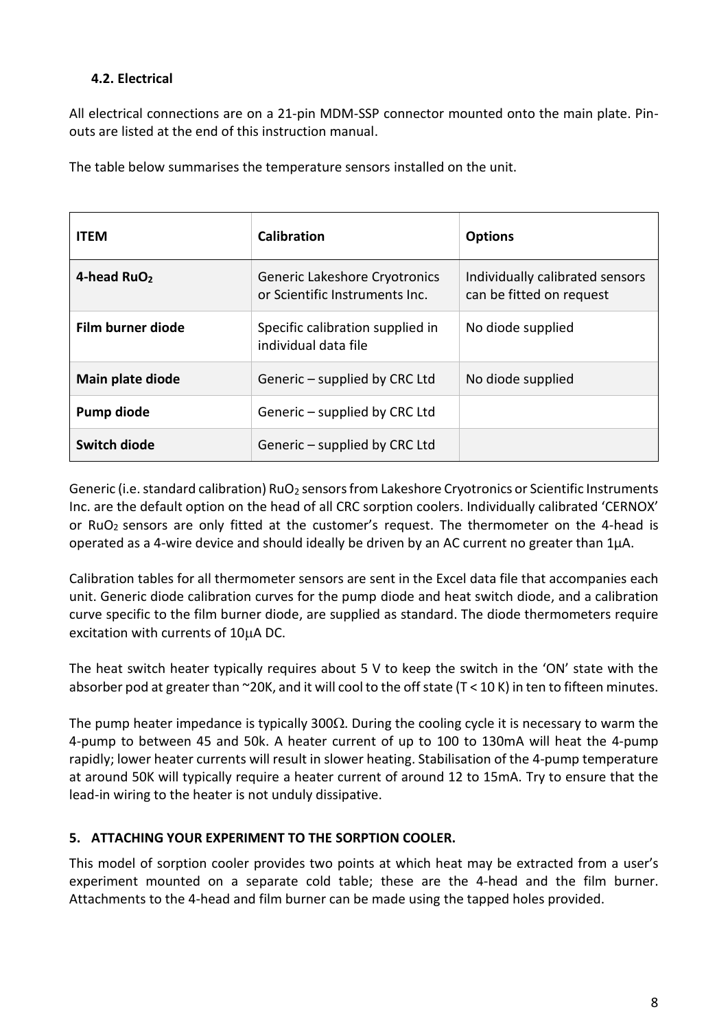### 4.2. Electrical

All electrical connections are on a 21-pin MDM-SSP connector mounted onto the main plate. Pin-outs are listed at the end of this instruction manual.

The table below summarises the temperature sensors installed on the unit.

| ITEM | Calibration | Options |
| --- | --- | --- |
| **4-head $RuO_2$** | Generic Lakeshore Cryotronics or Scientific Instruments Inc. | Individually calibrated sensors can be fitted on request |
| **Film burner diode** | Specific calibration supplied in individual data file | No diode supplied |
| **Main plate diode** | Generic – supplied by CRC Ltd | No diode supplied |
| **Pump diode** | Generic – supplied by CRC Ltd | |
| **Switch diode** | Generic – supplied by CRC Ltd | |

Generic (i.e. standard calibration) $RuO_2$ sensors from Lakeshore Cryotronics or Scientific Instruments Inc. are the default option on the head of all CRC sorption coolers. Individually calibrated 'CERNOX' or $RuO_2$ sensors are only fitted at the customer's request. The thermometer on the 4-head is operated as a 4-wire device and should ideally be driven by an AC current no greater than 1μA.

Calibration tables for all thermometer sensors are sent in the Excel data file that accompanies each unit. Generic diode calibration curves for the pump diode and heat switch diode, and a calibration curve specific to the film burner diode, are supplied as standard. The diode thermometers require excitation with currents of 10μA DC.

The heat switch heater typically requires about 5 V to keep the switch in the 'ON' state with the absorber pod at greater than ~20K, and it will cool to the off state (T < 10 K) in ten to fifteen minutes.

The pump heater impedance is typically 300Ω. During the cooling cycle it is necessary to warm the 4-pump to between 45 and 50k. A heater current of up to 100 to 130mA will heat the 4-pump rapidly; lower heater currents will result in slower heating. Stabilisation of the 4-pump temperature at around 50K will typically require a heater current of around 12 to 15mA. Try to ensure that the lead-in wiring to the heater is not unduly dissipative.

## 5. ATTACHING YOUR EXPERIMENT TO THE SORPTION COOLER.

This model of sorption cooler provides two points at which heat may be extracted from a user's experiment mounted on a separate cold table; these are the 4-head and the film burner. Attachments to the 4-head and film burner can be made using the tapped holes provided.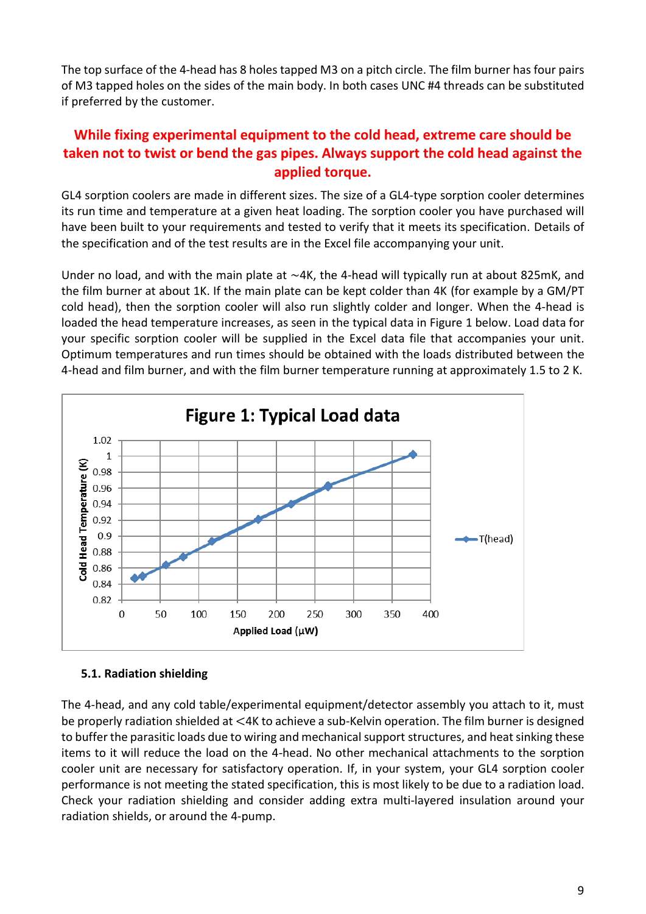The top surface of the 4-head has 8 holes tapped M3 on a pitch circle. The film burner has four pairs of M3 tapped holes on the sides of the main body. In both cases UNC #4 threads can be substituted if preferred by the customer.

**While fixing experimental equipment to the cold head, extreme care should be taken not to twist or bend the gas pipes. Always support the cold head against the applied torque.**

GL4 sorption coolers are made in different sizes. The size of a GL4-type sorption cooler determines its run time and temperature at a given heat loading. The sorption cooler you have purchased will have been built to your requirements and tested to verify that it meets its specification. Details of the specification and of the test results are in the Excel file accompanying your unit.

Under no load, and with the main plate at ~4K, the 4-head will typically run at about 825mK, and the film burner at about 1K. If the main plate can be kept colder than 4K (for example by a GM/PT cold head), then the sorption cooler will also run slightly colder and longer. When the 4-head is loaded the head temperature increases, as seen in the typical data in Figure 1 below. Load data for your specific sorption cooler will be supplied in the Excel data file that accompanies your unit. Optimum temperatures and run times should be obtained with the loads distributed between the 4-head and film burner, and with the film burner temperature running at approximately 1.5 to 2 K.

**Figure 1: Typical Load data**

### 5.1. Radiation shielding

The 4-head, and any cold table/experimental equipment/detector assembly you attach to it, must be properly radiation shielded at <4K to achieve a sub-Kelvin operation. The film burner is designed to buffer the parasitic loads due to wiring and mechanical support structures, and heat sinking these items to it will reduce the load on the 4-head. No other mechanical attachments to the sorption cooler unit are necessary for satisfactory operation. If, in your system, your GL4 sorption cooler performance is not meeting the stated specification, this is most likely to be due to a radiation load. Check your radiation shielding and consider adding extra multi-layered insulation around your radiation shields, or around the 4-pump.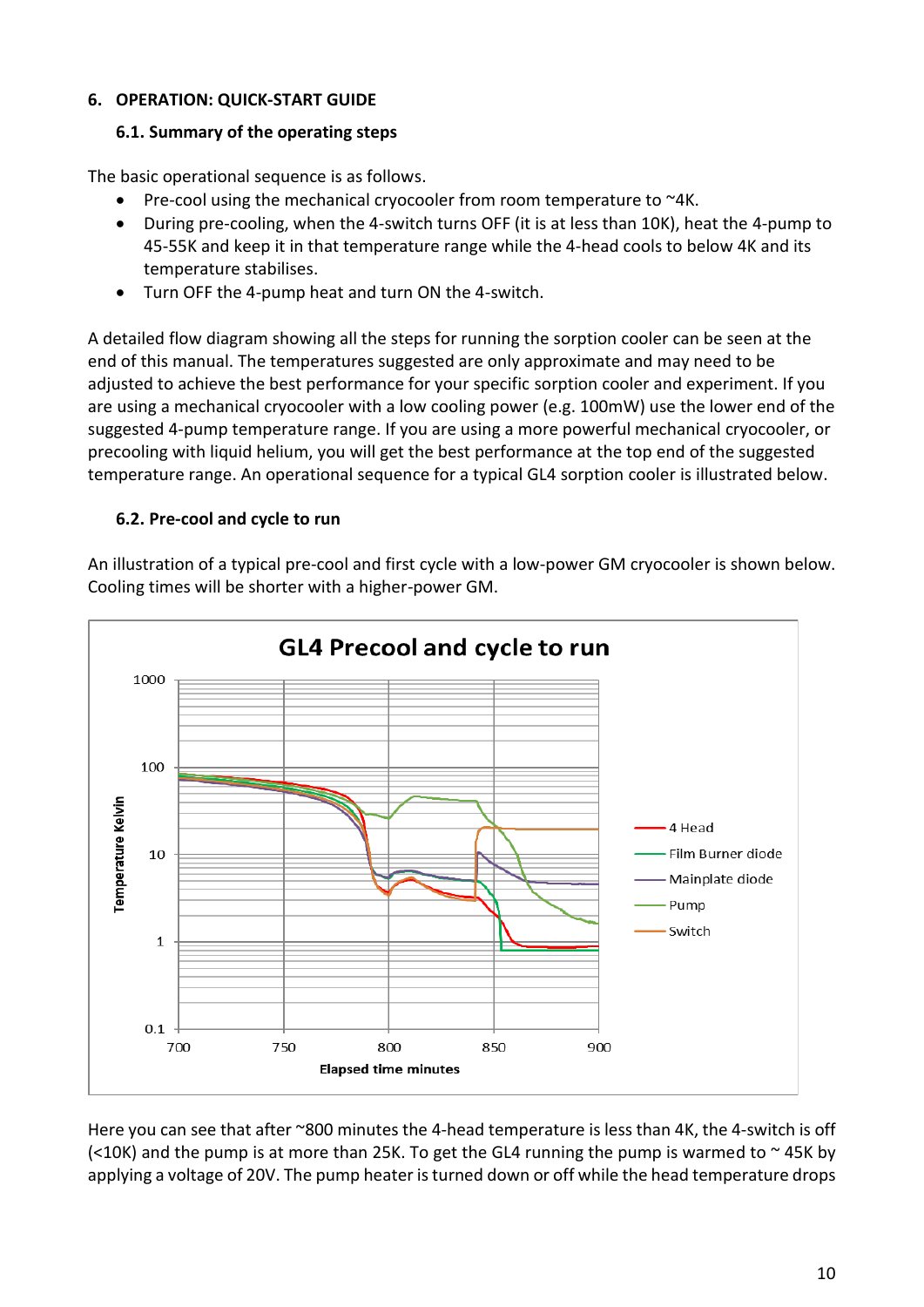## 6. OPERATION: QUICK-START GUIDE

### 6.1. Summary of the operating steps

The basic operational sequence is as follows.

- Pre-cool using the mechanical cryocooler from room temperature to ~4K.
- During pre-cooling, when the 4-switch turns OFF (it is at less than 10K), heat the 4-pump to 45-55K and keep it in that temperature range while the 4-head cools to below 4K and its temperature stabilises.
- Turn OFF the 4-pump heat and turn ON the 4-switch.

A detailed flow diagram showing all the steps for running the sorption cooler can be seen at the end of this manual. The temperatures suggested are only approximate and may need to be adjusted to achieve the best performance for your specific sorption cooler and experiment. If you are using a mechanical cryocooler with a low cooling power (e.g. 100mW) use the lower end of the suggested 4-pump temperature range. If you are using a more powerful mechanical cryocooler, or precooling with liquid helium, you will get the best performance at the top end of the suggested temperature range. An operational sequence for a typical GL4 sorption cooler is illustrated below.

### 6.2. Pre-cool and cycle to run

An illustration of a typical pre-cool and first cycle with a low-power GM cryocooler is shown below. Cooling times will be shorter with a higher-power GM.

Here you can see that after ~800 minutes the 4-head temperature is less than 4K, the 4-switch is off (<10K) and the pump is at more than 25K. To get the GL4 running the pump is warmed to ~ 45K by applying a voltage of 20V. The pump heater is turned down or off while the head temperature drops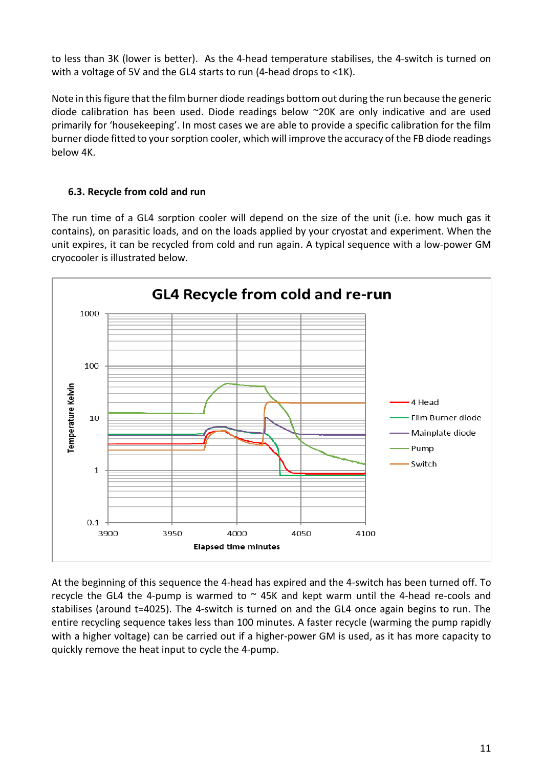to less than 3K (lower is better). As the 4-head temperature stabilises, the 4-switch is turned on with a voltage of 5V and the GL4 starts to run (4-head drops to <1K).

Note in this figure that the film burner diode readings bottom out during the run because the generic diode calibration has been used. Diode readings below ~20K are only indicative and are used primarily for 'housekeeping'. In most cases we are able to provide a specific calibration for the film burner diode fitted to your sorption cooler, which will improve the accuracy of the FB diode readings below 4K.

### 6.3. Recycle from cold and run

The run time of a GL4 sorption cooler will depend on the size of the unit (i.e. how much gas it contains), on parasitic loads, and on the loads applied by your cryostat and experiment. When the unit expires, it can be recycled from cold and run again. A typical sequence with a low-power GM cryocooler is illustrated below.

At the beginning of this sequence the 4-head has expired and the 4-switch has been turned off. To recycle the GL4 the 4-pump is warmed to ~ 45K and kept warm until the 4-head re-cools and stabilises (around t=4025). The 4-switch is turned on and the GL4 once again begins to run. The entire recycling sequence takes less than 100 minutes. A faster recycle (warming the pump rapidly with a higher voltage) can be carried out if a higher-power GM is used, as it has more capacity to quickly remove the heat input to cycle the 4-pump.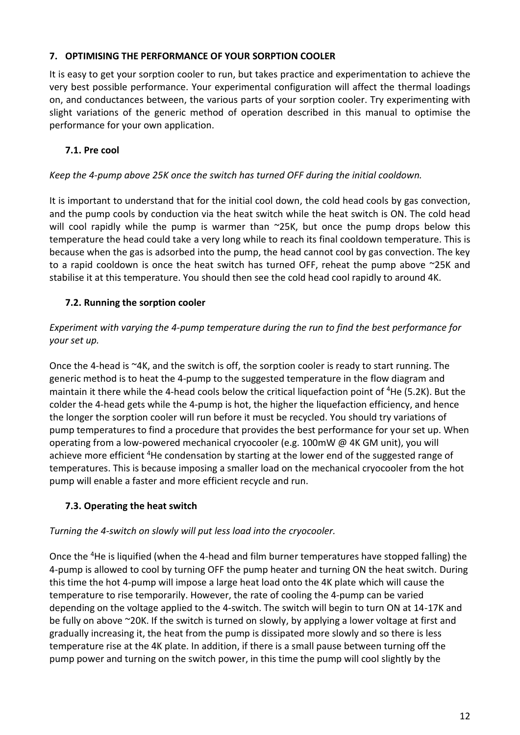## 7. OPTIMISING THE PERFORMANCE OF YOUR SORPTION COOLER

It is easy to get your sorption cooler to run, but takes practice and experimentation to achieve the very best possible performance. Your experimental configuration will affect the thermal loadings on, and conductances between, the various parts of your sorption cooler. Try experimenting with slight variations of the generic method of operation described in this manual to optimise the performance for your own application.

### 7.1. Pre cool

*Keep the 4-pump above 25K once the switch has turned OFF during the initial cooldown.*

It is important to understand that for the initial cool down, the cold head cools by gas convection, and the pump cools by conduction via the heat switch while the heat switch is ON. The cold head will cool rapidly while the pump is warmer than ~25K, but once the pump drops below this temperature the head could take a very long while to reach its final cooldown temperature. This is because when the gas is adsorbed into the pump, the head cannot cool by gas convection. The key to a rapid cooldown is once the heat switch has turned OFF, reheat the pump above ~25K and stabilise it at this temperature. You should then see the cold head cool rapidly to around 4K.

### 7.2. Running the sorption cooler

*Experiment with varying the 4-pump temperature during the run to find the best performance for your set up.*

Once the 4-head is ~4K, and the switch is off, the sorption cooler is ready to start running. The generic method is to heat the 4-pump to the suggested temperature in the flow diagram and maintain it there while the 4-head cools below the critical liquefaction point of $^4$He (5.2K). But the colder the 4-head gets while the 4-pump is hot, the higher the liquefaction efficiency, and hence the longer the sorption cooler will run before it must be recycled. You should try variations of pump temperatures to find a procedure that provides the best performance for your set up. When operating from a low-powered mechanical cryocooler (e.g. 100mW @ 4K GM unit), you will achieve more efficient $^4$He condensation by starting at the lower end of the suggested range of temperatures. This is because imposing a smaller load on the mechanical cryocooler from the hot pump will enable a faster and more efficient recycle and run.

### 7.3. Operating the heat switch

*Turning the 4-switch on slowly will put less load into the cryocooler.*

Once the $^4$He is liquified (when the 4-head and film burner temperatures have stopped falling) the 4-pump is allowed to cool by turning OFF the pump heater and turning ON the heat switch. During this time the hot 4-pump will impose a large heat load onto the 4K plate which will cause the temperature to rise temporarily. However, the rate of cooling the 4-pump can be varied depending on the voltage applied to the 4-switch. The switch will begin to turn ON at 14-17K and be fully on above ~20K. If the switch is turned on slowly, by applying a lower voltage at first and gradually increasing it, the heat from the pump is dissipated more slowly and so there is less temperature rise at the 4K plate. In addition, if there is a small pause between turning off the pump power and turning on the switch power, in this time the pump will cool slightly by the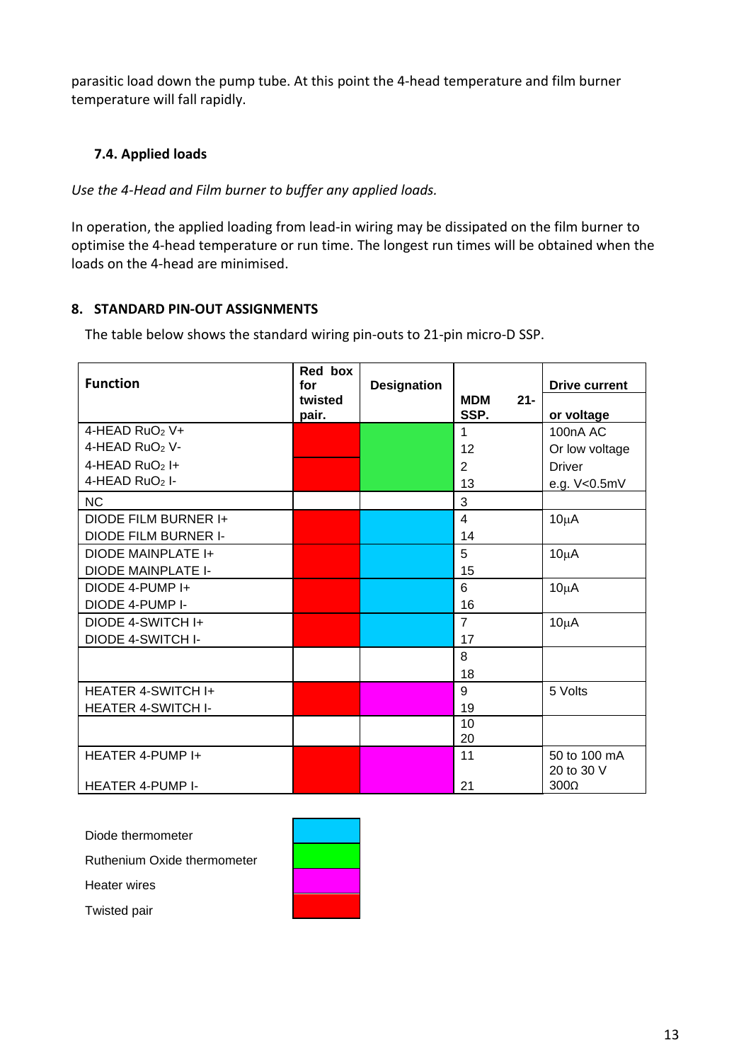parasitic load down the pump tube. At this point the 4-head temperature and film burner temperature will fall rapidly.

### 7.4. Applied loads

*Use the 4-Head and Film burner to buffer any applied loads.*

In operation, the applied loading from lead-in wiring may be dissipated on the film burner to optimise the 4-head temperature or run time. The longest run times will be obtained when the loads on the 4-head are minimised.

## 8. STANDARD PIN-OUT ASSIGNMENTS

The table below shows the standard wiring pin-outs to 21-pin micro-D SSP.

| Function | Red box for twisted pair. | Designation | MDM 21-SSP. | Drive current or voltage |
|---|---|---|---|---|
| 4-HEAD $RuO_2$ V+<br>4-HEAD $RuO_2$ V-<br>4-HEAD $RuO_2$ I+<br>4-HEAD $RuO_2$ I- | Twisted pair | Ruthenium Oxide thermometer | 1<br>12<br>2<br>13 | 100nA AC<br>Or low voltage<br>Driver<br>e.g. V<0.5mV |
| NC | | | 3 | |
| DIODE FILM BURNER I+<br>DIODE FILM BURNER I- | Twisted pair | Diode thermometer | 4<br>14 | 10μA |
| DIODE MAINPLATE I+<br>DIODE MAINPLATE I- | Twisted pair | Diode thermometer | 5<br>15 | 10μA |
| DIODE 4-PUMP I+<br>DIODE 4-PUMP I- | Twisted pair | Diode thermometer | 6<br>16 | 10μA |
| DIODE 4-SWITCH I+<br>DIODE 4-SWITCH I- | Twisted pair | Diode thermometer | 7<br>17 | 10μA |
| | | | 8<br>18 | |
| HEATER 4-SWITCH I+<br>HEATER 4-SWITCH I- | Twisted pair | Heater wires | 9<br>19 | 5 Volts |
| | | | 10<br>20 | |
| HEATER 4-PUMP I+<br>HEATER 4-PUMP I- | Twisted pair | Heater wires | 11<br>21 | 50 to 100 mA<br>20 to 30 V<br>300Ω |

Key (colour codes):

- Diode thermometer (light blue)
- Ruthenium Oxide thermometer (green)
- Heater wires (magenta)
- Twisted pair (red)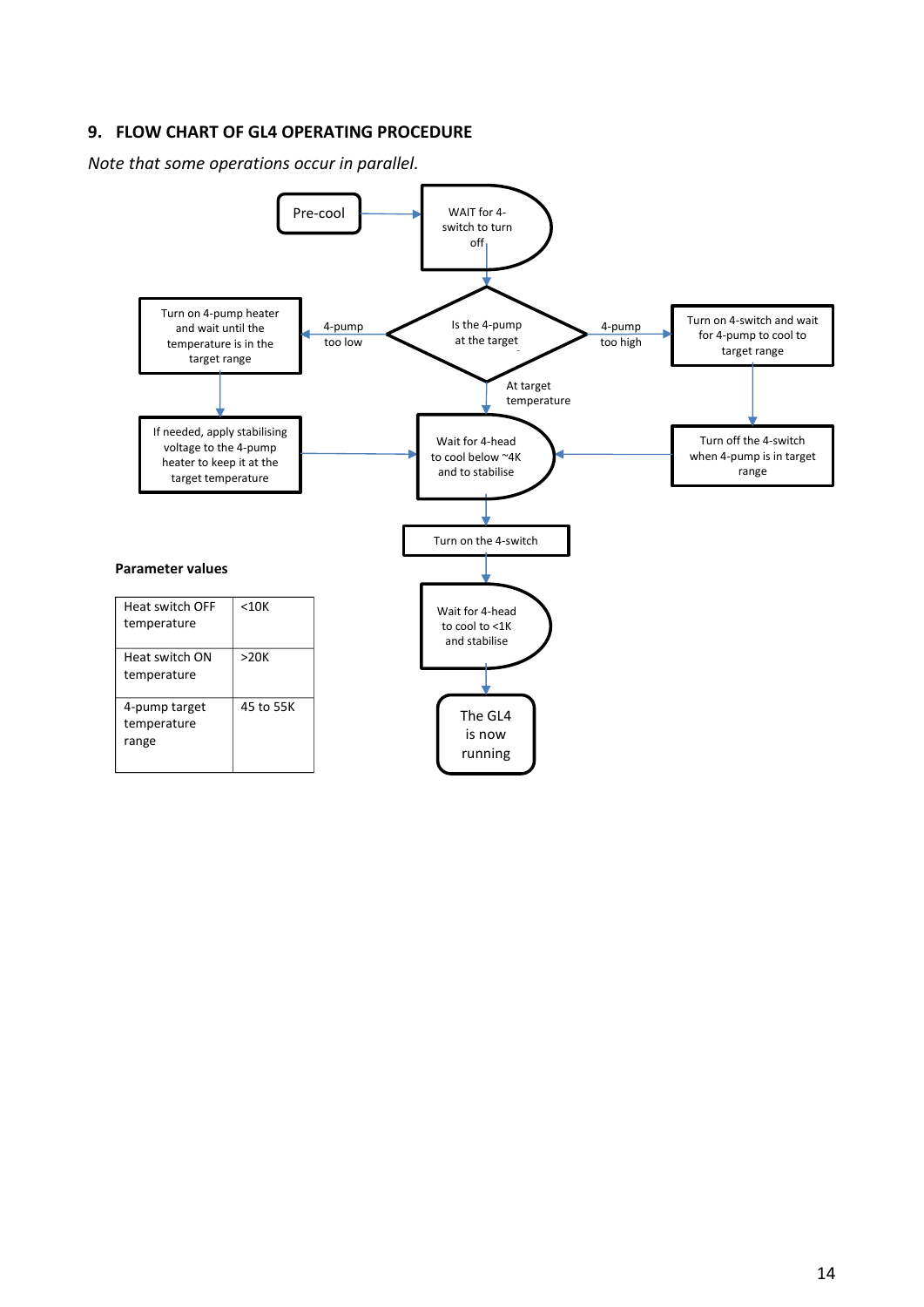## 9. FLOW CHART OF GL4 OPERATING PROCEDURE

*Note that some operations occur in parallel.*

Pre-cool

WAIT for 4-switch to turn off

Is the 4-pump at the target

4-pump too low

Turn on 4-pump heater and wait until the temperature is in the target range

4-pump too high

Turn on 4-switch and wait for 4-pump to cool to target range

At target temperature

If needed, apply stabilising voltage to the 4-pump heater to keep it at the target temperature

Wait for 4-head to cool below ~4K and to stabilise

Turn off the 4-switch when 4-pump is in target range

Turn on the 4-switch

Wait for 4-head to cool to <1K and stabilise

The GL4 is now running

**Parameter values**

| | |
|---|---|
| Heat switch OFF temperature | <10K |
| Heat switch ON temperature | >20K |
| 4-pump target temperature range | 45 to 55K |